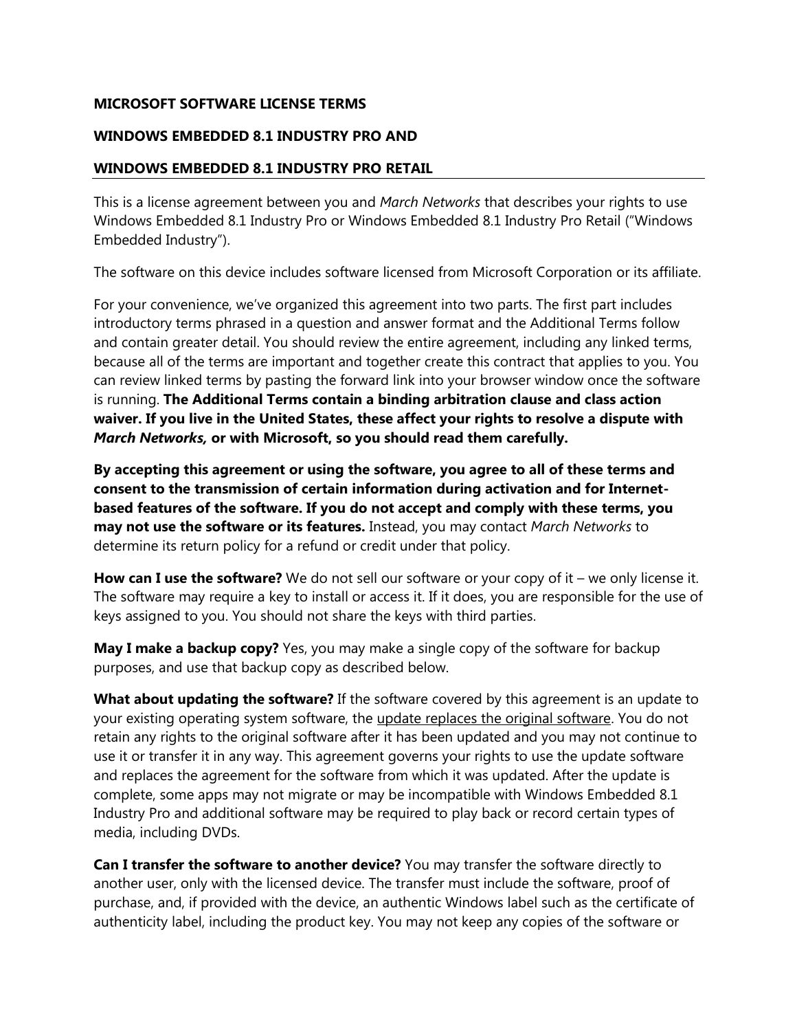**MICROSOFT SOFTWARE LICENSE TERMS**

**WINDOWS EMBEDDED 8.1 INDUSTRY PRO AND**

**WINDOWS EMBEDDED 8.1 INDUSTRY PRO RETAIL**

---

This is a license agreement between you and *March Networks* that describes your rights to use Windows Embedded 8.1 Industry Pro or Windows Embedded 8.1 Industry Pro Retail ("Windows Embedded Industry").

The software on this device includes software licensed from Microsoft Corporation or its affiliate.

For your convenience, we've organized this agreement into two parts. The first part includes introductory terms phrased in a question and answer format and the Additional Terms follow and contain greater detail. You should review the entire agreement, including any linked terms, because all of the terms are important and together create this contract that applies to you. You can review linked terms by pasting the forward link into your browser window once the software is running. **The Additional Terms contain a binding arbitration clause and class action waiver. If you live in the United States, these affect your rights to resolve a dispute with *March Networks,* or with Microsoft, so you should read them carefully.**

**By accepting this agreement or using the software, you agree to all of these terms and consent to the transmission of certain information during activation and for Internet-based features of the software. If you do not accept and comply with these terms, you may not use the software or its features.** Instead, you may contact *March Networks* to determine its return policy for a refund or credit under that policy.

**How can I use the software?** We do not sell our software or your copy of it – we only license it. The software may require a key to install or access it. If it does, you are responsible for the use of keys assigned to you. You should not share the keys with third parties.

**May I make a backup copy?** Yes, you may make a single copy of the software for backup purposes, and use that backup copy as described below.

**What about updating the software?** If the software covered by this agreement is an update to your existing operating system software, the update replaces the original software. You do not retain any rights to the original software after it has been updated and you may not continue to use it or transfer it in any way. This agreement governs your rights to use the update software and replaces the agreement for the software from which it was updated. After the update is complete, some apps may not migrate or may be incompatible with Windows Embedded 8.1 Industry Pro and additional software may be required to play back or record certain types of media, including DVDs.

**Can I transfer the software to another device?** You may transfer the software directly to another user, only with the licensed device. The transfer must include the software, proof of purchase, and, if provided with the device, an authentic Windows label such as the certificate of authenticity label, including the product key. You may not keep any copies of the software or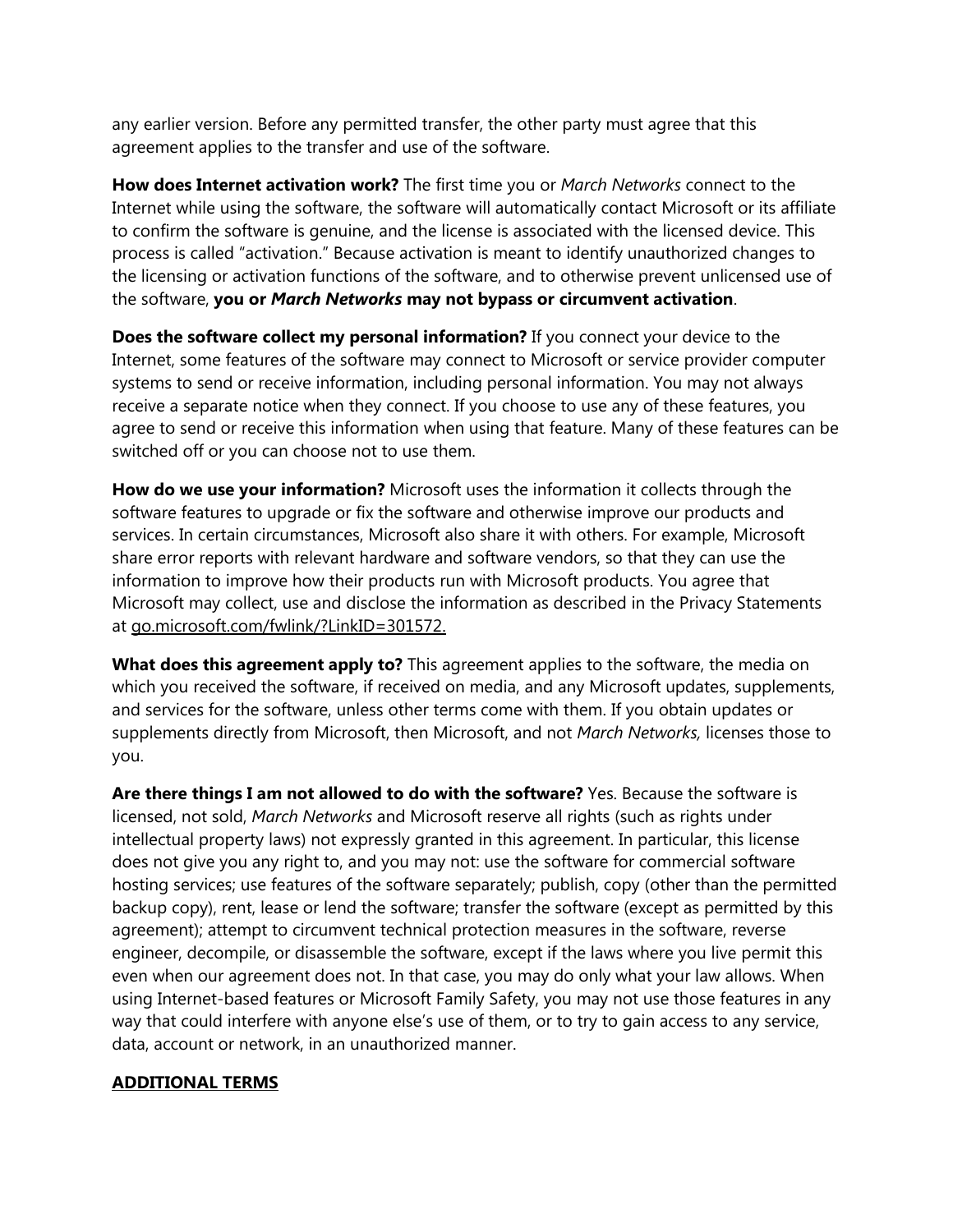any earlier version. Before any permitted transfer, the other party must agree that this agreement applies to the transfer and use of the software.

**How does Internet activation work?** The first time you or *March Networks* connect to the Internet while using the software, the software will automatically contact Microsoft or its affiliate to confirm the software is genuine, and the license is associated with the licensed device. This process is called “activation.” Because activation is meant to identify unauthorized changes to the licensing or activation functions of the software, and to otherwise prevent unlicensed use of the software, **you or *March Networks* may not bypass or circumvent activation**.

**Does the software collect my personal information?** If you connect your device to the Internet, some features of the software may connect to Microsoft or service provider computer systems to send or receive information, including personal information. You may not always receive a separate notice when they connect. If you choose to use any of these features, you agree to send or receive this information when using that feature. Many of these features can be switched off or you can choose not to use them.

**How do we use your information?** Microsoft uses the information it collects through the software features to upgrade or fix the software and otherwise improve our products and services. In certain circumstances, Microsoft also share it with others. For example, Microsoft share error reports with relevant hardware and software vendors, so that they can use the information to improve how their products run with Microsoft products. You agree that Microsoft may collect, use and disclose the information as described in the Privacy Statements at go.microsoft.com/fwlink/?LinkID=301572.

**What does this agreement apply to?** This agreement applies to the software, the media on which you received the software, if received on media, and any Microsoft updates, supplements, and services for the software, unless other terms come with them. If you obtain updates or supplements directly from Microsoft, then Microsoft, and not *March Networks,* licenses those to you.

**Are there things I am not allowed to do with the software?** Yes. Because the software is licensed, not sold, *March Networks* and Microsoft reserve all rights (such as rights under intellectual property laws) not expressly granted in this agreement. In particular, this license does not give you any right to, and you may not: use the software for commercial software hosting services; use features of the software separately; publish, copy (other than the permitted backup copy), rent, lease or lend the software; transfer the software (except as permitted by this agreement); attempt to circumvent technical protection measures in the software, reverse engineer, decompile, or disassemble the software, except if the laws where you live permit this even when our agreement does not. In that case, you may do only what your law allows. When using Internet-based features or Microsoft Family Safety, you may not use those features in any way that could interfere with anyone else’s use of them, or to try to gain access to any service, data, account or network, in an unauthorized manner.

**ADDITIONAL TERMS**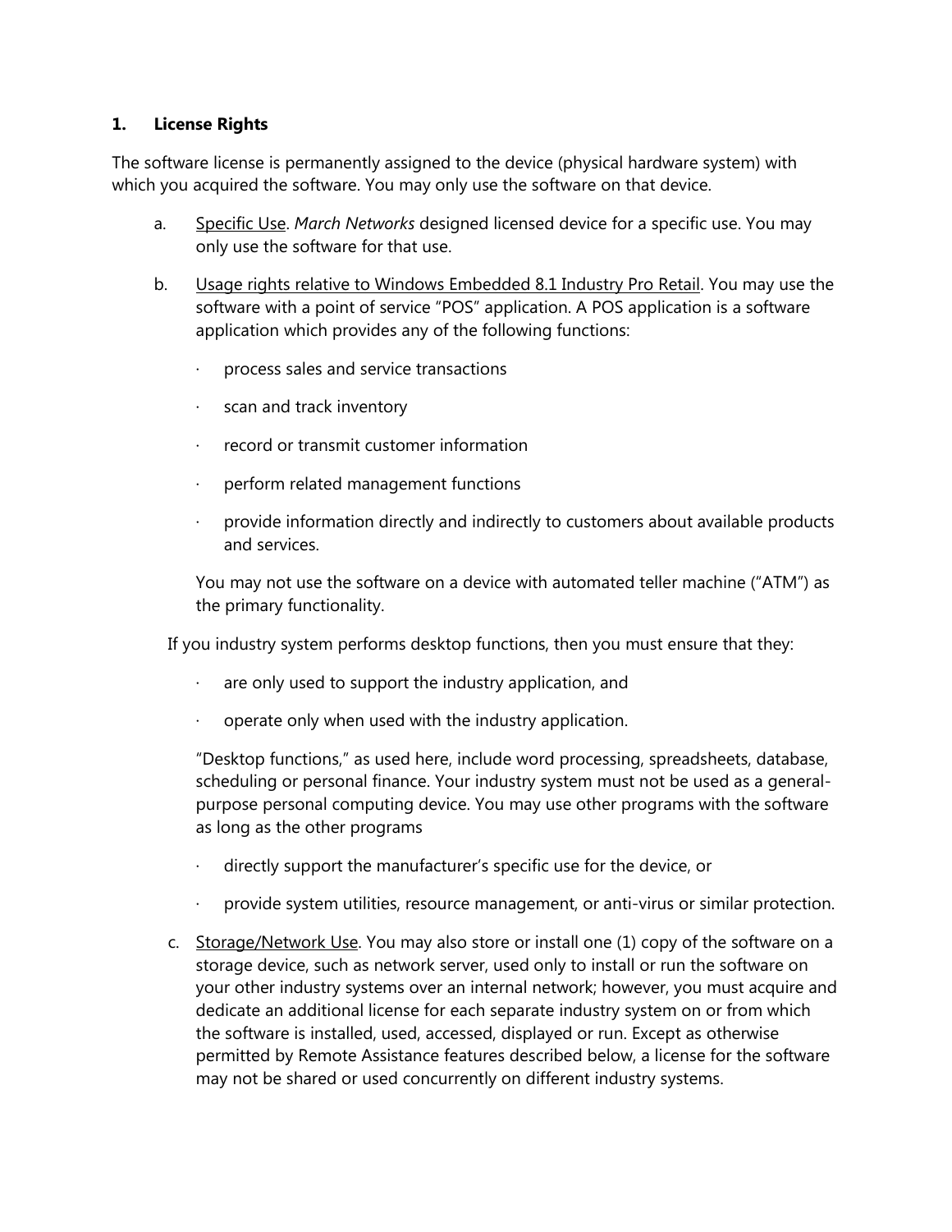**1. License Rights**

The software license is permanently assigned to the device (physical hardware system) with which you acquired the software. You may only use the software on that device.

a. Specific Use. *March Networks* designed licensed device for a specific use. You may only use the software for that use.

b. Usage rights relative to Windows Embedded 8.1 Industry Pro Retail. You may use the software with a point of service "POS" application. A POS application is a software application which provides any of the following functions:

- process sales and service transactions
- scan and track inventory
- record or transmit customer information
- perform related management functions
- provide information directly and indirectly to customers about available products and services.

You may not use the software on a device with automated teller machine ("ATM") as the primary functionality.

If you industry system performs desktop functions, then you must ensure that they:

- are only used to support the industry application, and
- operate only when used with the industry application.

"Desktop functions," as used here, include word processing, spreadsheets, database, scheduling or personal finance. Your industry system must not be used as a general-purpose personal computing device. You may use other programs with the software as long as the other programs

- directly support the manufacturer's specific use for the device, or
- provide system utilities, resource management, or anti-virus or similar protection.

c. Storage/Network Use. You may also store or install one (1) copy of the software on a storage device, such as network server, used only to install or run the software on your other industry systems over an internal network; however, you must acquire and dedicate an additional license for each separate industry system on or from which the software is installed, used, accessed, displayed or run. Except as otherwise permitted by Remote Assistance features described below, a license for the software may not be shared or used concurrently on different industry systems.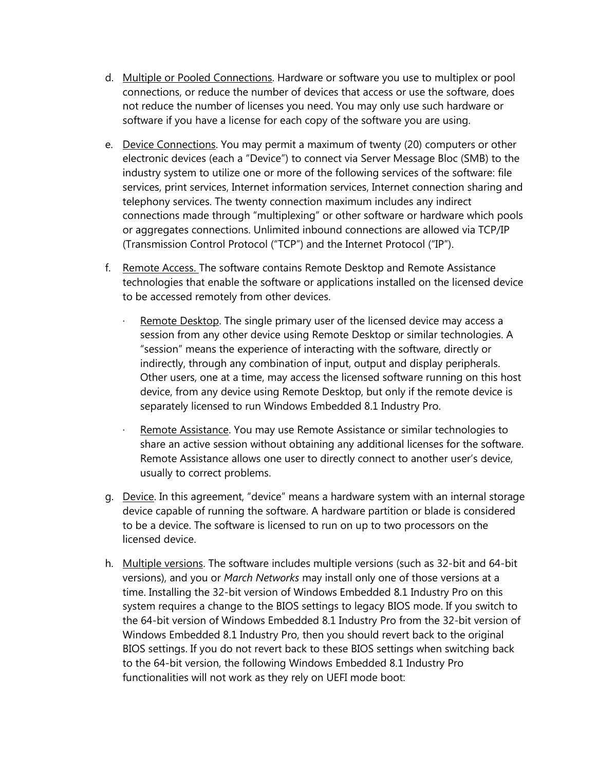d. Multiple or Pooled Connections. Hardware or software you use to multiplex or pool connections, or reduce the number of devices that access or use the software, does not reduce the number of licenses you need. You may only use such hardware or software if you have a license for each copy of the software you are using.

e. Device Connections. You may permit a maximum of twenty (20) computers or other electronic devices (each a "Device") to connect via Server Message Bloc (SMB) to the industry system to utilize one or more of the following services of the software: file services, print services, Internet information services, Internet connection sharing and telephony services. The twenty connection maximum includes any indirect connections made through "multiplexing" or other software or hardware which pools or aggregates connections. Unlimited inbound connections are allowed via TCP/IP (Transmission Control Protocol ("TCP") and the Internet Protocol ("IP").

f. Remote Access. The software contains Remote Desktop and Remote Assistance technologies that enable the software or applications installed on the licensed device to be accessed remotely from other devices.

   - Remote Desktop. The single primary user of the licensed device may access a session from any other device using Remote Desktop or similar technologies. A "session" means the experience of interacting with the software, directly or indirectly, through any combination of input, output and display peripherals. Other users, one at a time, may access the licensed software running on this host device, from any device using Remote Desktop, but only if the remote device is separately licensed to run Windows Embedded 8.1 Industry Pro.

   - Remote Assistance. You may use Remote Assistance or similar technologies to share an active session without obtaining any additional licenses for the software. Remote Assistance allows one user to directly connect to another user's device, usually to correct problems.

g. Device. In this agreement, "device" means a hardware system with an internal storage device capable of running the software. A hardware partition or blade is considered to be a device. The software is licensed to run on up to two processors on the licensed device.

h. Multiple versions. The software includes multiple versions (such as 32-bit and 64-bit versions), and you or *March Networks* may install only one of those versions at a time. Installing the 32-bit version of Windows Embedded 8.1 Industry Pro on this system requires a change to the BIOS settings to legacy BIOS mode. If you switch to the 64-bit version of Windows Embedded 8.1 Industry Pro from the 32-bit version of Windows Embedded 8.1 Industry Pro, then you should revert back to the original BIOS settings. If you do not revert back to these BIOS settings when switching back to the 64-bit version, the following Windows Embedded 8.1 Industry Pro functionalities will not work as they rely on UEFI mode boot: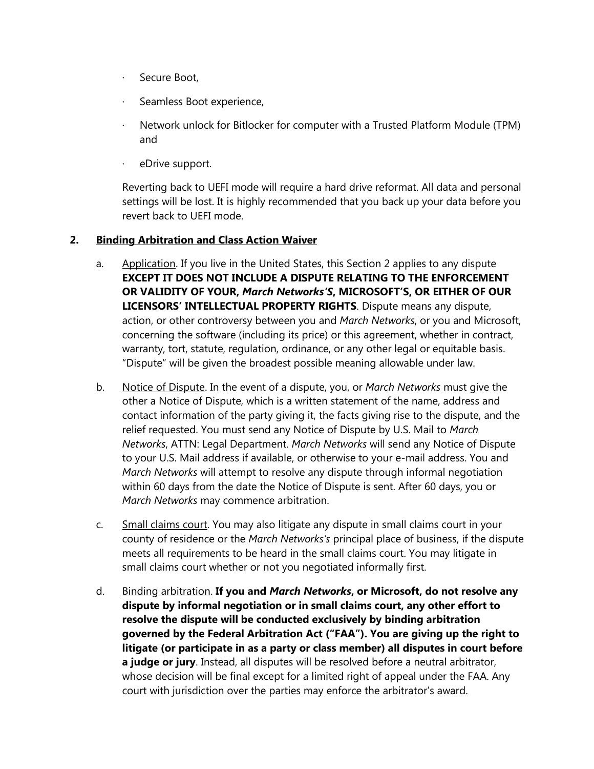- Secure Boot,
- Seamless Boot experience,
- Network unlock for Bitlocker for computer with a Trusted Platform Module (TPM) and
- eDrive support.

Reverting back to UEFI mode will require a hard drive reformat. All data and personal settings will be lost. It is highly recommended that you back up your data before you revert back to UEFI mode.

## 2. Binding Arbitration and Class Action Waiver

a. Application. If you live in the United States, this Section 2 applies to any dispute **EXCEPT IT DOES NOT INCLUDE A DISPUTE RELATING TO THE ENFORCEMENT OR VALIDITY OF YOUR, *March Networks'S*, MICROSOFT'S, OR EITHER OF OUR LICENSORS' INTELLECTUAL PROPERTY RIGHTS**. Dispute means any dispute, action, or other controversy between you and *March Networks*, or you and Microsoft, concerning the software (including its price) or this agreement, whether in contract, warranty, tort, statute, regulation, ordinance, or any other legal or equitable basis. "Dispute" will be given the broadest possible meaning allowable under law.

b. Notice of Dispute. In the event of a dispute, you, or *March Networks* must give the other a Notice of Dispute, which is a written statement of the name, address and contact information of the party giving it, the facts giving rise to the dispute, and the relief requested. You must send any Notice of Dispute by U.S. Mail to *March Networks*, ATTN: Legal Department. *March Networks* will send any Notice of Dispute to your U.S. Mail address if available, or otherwise to your e-mail address. You and *March Networks* will attempt to resolve any dispute through informal negotiation within 60 days from the date the Notice of Dispute is sent. After 60 days, you or *March Networks* may commence arbitration.

c. Small claims court. You may also litigate any dispute in small claims court in your county of residence or the *March Networks's* principal place of business, if the dispute meets all requirements to be heard in the small claims court. You may litigate in small claims court whether or not you negotiated informally first.

d. Binding arbitration. **If you and *March Networks*, or Microsoft, do not resolve any dispute by informal negotiation or in small claims court, any other effort to resolve the dispute will be conducted exclusively by binding arbitration governed by the Federal Arbitration Act ("FAA"). You are giving up the right to litigate (or participate in as a party or class member) all disputes in court before a judge or jury**. Instead, all disputes will be resolved before a neutral arbitrator, whose decision will be final except for a limited right of appeal under the FAA. Any court with jurisdiction over the parties may enforce the arbitrator's award.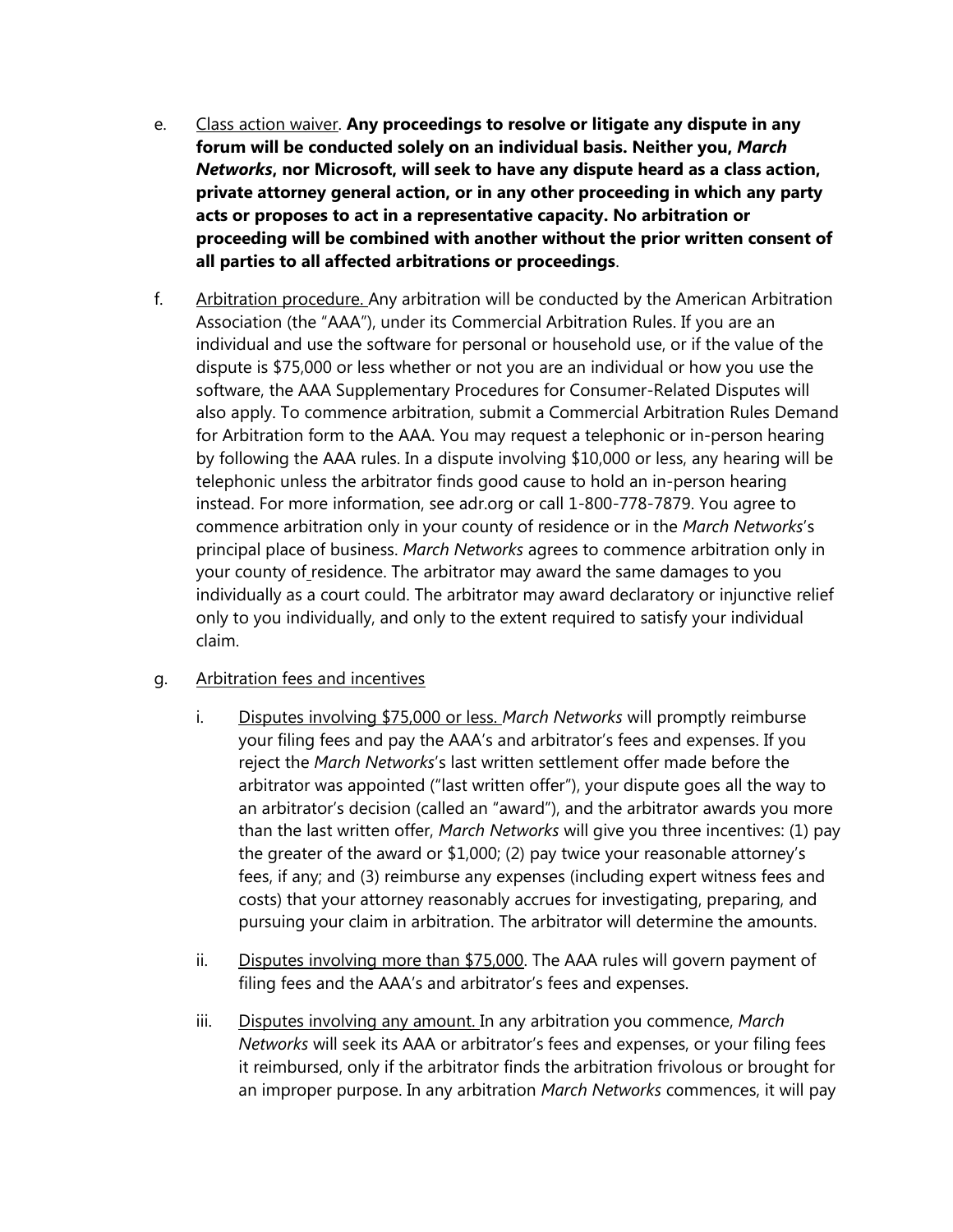e. Class action waiver. **Any proceedings to resolve or litigate any dispute in any forum will be conducted solely on an individual basis. Neither you, *March Networks*, nor Microsoft, will seek to have any dispute heard as a class action, private attorney general action, or in any other proceeding in which any party acts or proposes to act in a representative capacity. No arbitration or proceeding will be combined with another without the prior written consent of all parties to all affected arbitrations or proceedings**.

f. Arbitration procedure. Any arbitration will be conducted by the American Arbitration Association (the "AAA"), under its Commercial Arbitration Rules. If you are an individual and use the software for personal or household use, or if the value of the dispute is $75,000 or less whether or not you are an individual or how you use the software, the AAA Supplementary Procedures for Consumer-Related Disputes will also apply. To commence arbitration, submit a Commercial Arbitration Rules Demand for Arbitration form to the AAA. You may request a telephonic or in-person hearing by following the AAA rules. In a dispute involving $10,000 or less, any hearing will be telephonic unless the arbitrator finds good cause to hold an in-person hearing instead. For more information, see adr.org or call 1-800-778-7879. You agree to commence arbitration only in your county of residence or in the *March Networks*'s principal place of business. *March Networks* agrees to commence arbitration only in your county of residence. The arbitrator may award the same damages to you individually as a court could. The arbitrator may award declaratory or injunctive relief only to you individually, and only to the extent required to satisfy your individual claim.

g. Arbitration fees and incentives

   i. Disputes involving $75,000 or less. *March Networks* will promptly reimburse your filing fees and pay the AAA's and arbitrator's fees and expenses. If you reject the *March Networks*'s last written settlement offer made before the arbitrator was appointed ("last written offer"), your dispute goes all the way to an arbitrator's decision (called an "award"), and the arbitrator awards you more than the last written offer, *March Networks* will give you three incentives: (1) pay the greater of the award or $1,000; (2) pay twice your reasonable attorney's fees, if any; and (3) reimburse any expenses (including expert witness fees and costs) that your attorney reasonably accrues for investigating, preparing, and pursuing your claim in arbitration. The arbitrator will determine the amounts.

   ii. Disputes involving more than $75,000. The AAA rules will govern payment of filing fees and the AAA's and arbitrator's fees and expenses.

   iii. Disputes involving any amount. In any arbitration you commence, *March Networks* will seek its AAA or arbitrator's fees and expenses, or your filing fees it reimbursed, only if the arbitrator finds the arbitration frivolous or brought for an improper purpose. In any arbitration *March Networks* commences, it will pay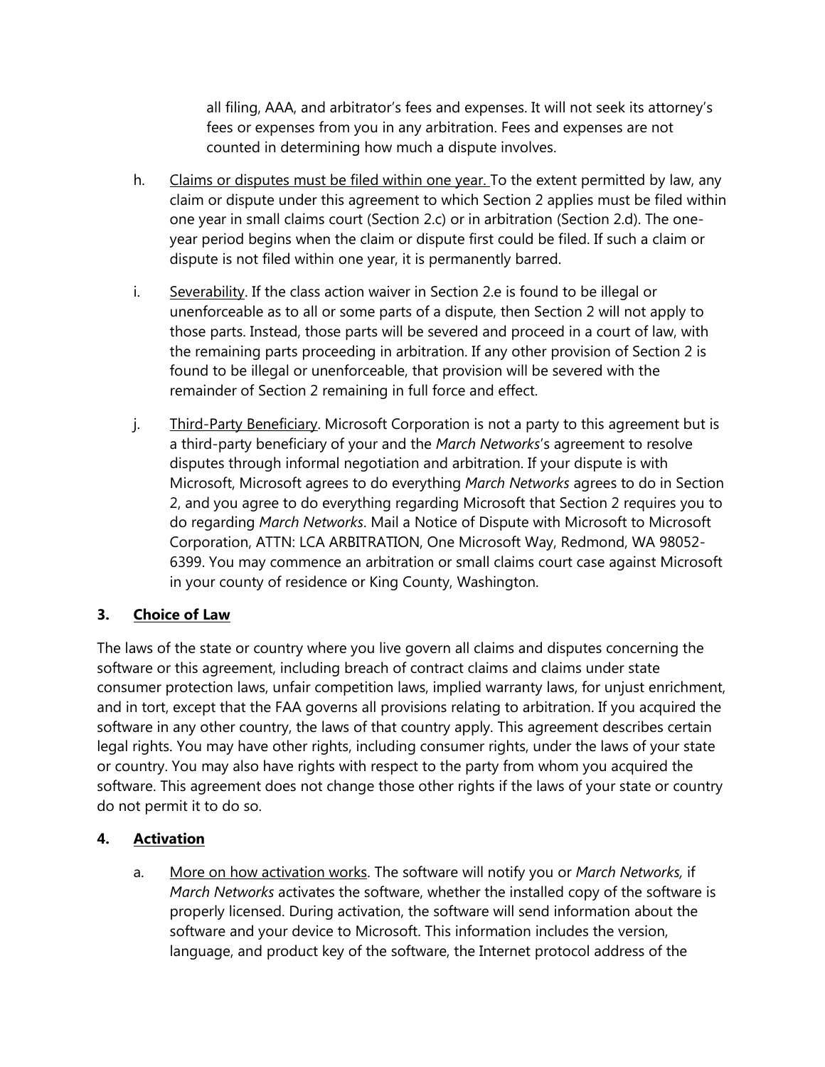all filing, AAA, and arbitrator's fees and expenses. It will not seek its attorney's fees or expenses from you in any arbitration. Fees and expenses are not counted in determining how much a dispute involves.

h. Claims or disputes must be filed within one year. To the extent permitted by law, any claim or dispute under this agreement to which Section 2 applies must be filed within one year in small claims court (Section 2.c) or in arbitration (Section 2.d). The one-year period begins when the claim or dispute first could be filed. If such a claim or dispute is not filed within one year, it is permanently barred.

i. Severability. If the class action waiver in Section 2.e is found to be illegal or unenforceable as to all or some parts of a dispute, then Section 2 will not apply to those parts. Instead, those parts will be severed and proceed in a court of law, with the remaining parts proceeding in arbitration. If any other provision of Section 2 is found to be illegal or unenforceable, that provision will be severed with the remainder of Section 2 remaining in full force and effect.

j. Third-Party Beneficiary. Microsoft Corporation is not a party to this agreement but is a third-party beneficiary of your and the *March Networks*'s agreement to resolve disputes through informal negotiation and arbitration. If your dispute is with Microsoft, Microsoft agrees to do everything *March Networks* agrees to do in Section 2, and you agree to do everything regarding Microsoft that Section 2 requires you to do regarding *March Networks*. Mail a Notice of Dispute with Microsoft to Microsoft Corporation, ATTN: LCA ARBITRATION, One Microsoft Way, Redmond, WA 98052-6399. You may commence an arbitration or small claims court case against Microsoft in your county of residence or King County, Washington.

## 3. Choice of Law

The laws of the state or country where you live govern all claims and disputes concerning the software or this agreement, including breach of contract claims and claims under state consumer protection laws, unfair competition laws, implied warranty laws, for unjust enrichment, and in tort, except that the FAA governs all provisions relating to arbitration. If you acquired the software in any other country, the laws of that country apply. This agreement describes certain legal rights. You may have other rights, including consumer rights, under the laws of your state or country. You may also have rights with respect to the party from whom you acquired the software. This agreement does not change those other rights if the laws of your state or country do not permit it to do so.

## 4. Activation

a. More on how activation works. The software will notify you or *March Networks,* if *March Networks* activates the software, whether the installed copy of the software is properly licensed. During activation, the software will send information about the software and your device to Microsoft. This information includes the version, language, and product key of the software, the Internet protocol address of the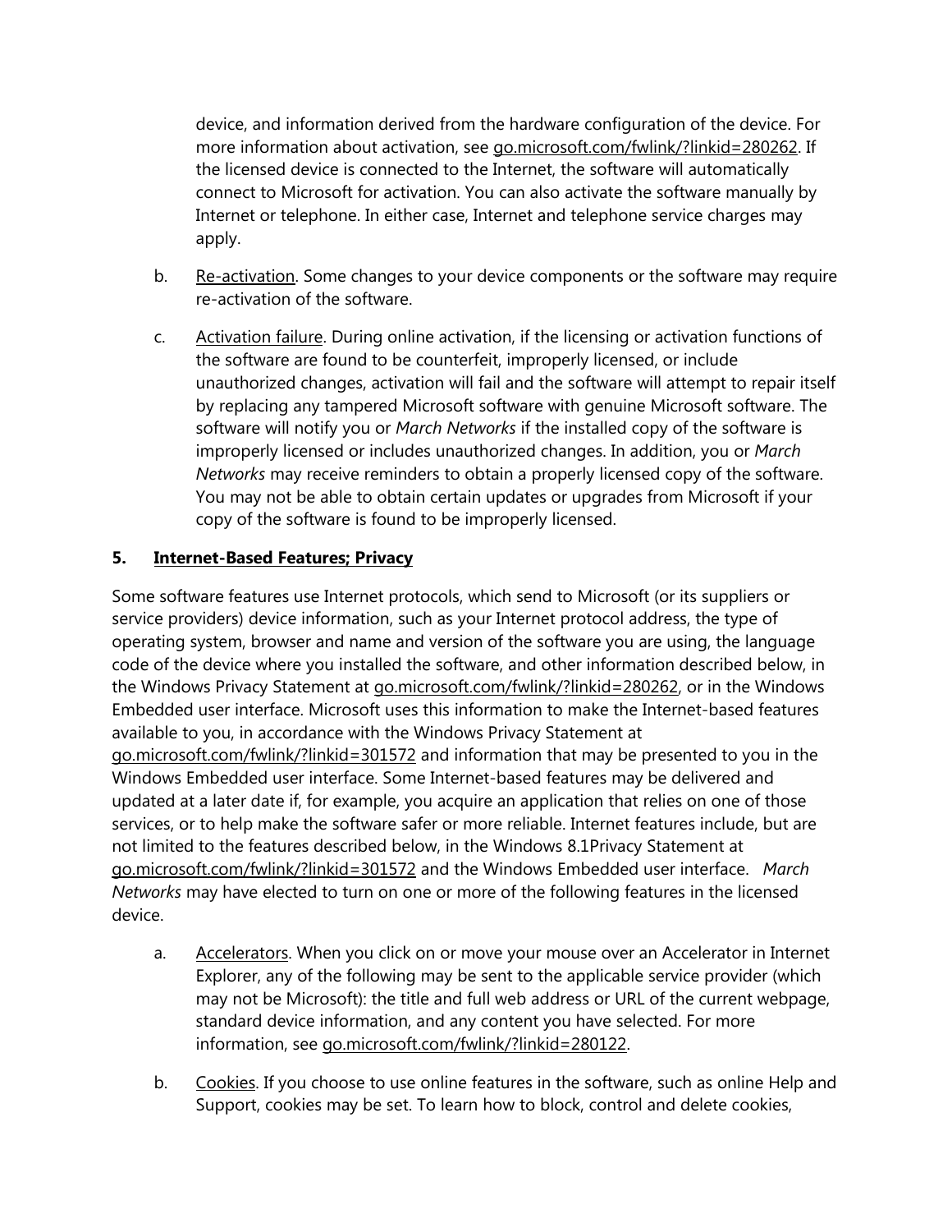device, and information derived from the hardware configuration of the device. For more information about activation, see go.microsoft.com/fwlink/?linkid=280262. If the licensed device is connected to the Internet, the software will automatically connect to Microsoft for activation. You can also activate the software manually by Internet or telephone. In either case, Internet and telephone service charges may apply.

b. Re-activation. Some changes to your device components or the software may require re-activation of the software.

c. Activation failure. During online activation, if the licensing or activation functions of the software are found to be counterfeit, improperly licensed, or include unauthorized changes, activation will fail and the software will attempt to repair itself by replacing any tampered Microsoft software with genuine Microsoft software. The software will notify you or *March Networks* if the installed copy of the software is improperly licensed or includes unauthorized changes. In addition, you or *March Networks* may receive reminders to obtain a properly licensed copy of the software. You may not be able to obtain certain updates or upgrades from Microsoft if your copy of the software is found to be improperly licensed.

**5. Internet-Based Features; Privacy**

Some software features use Internet protocols, which send to Microsoft (or its suppliers or service providers) device information, such as your Internet protocol address, the type of operating system, browser and name and version of the software you are using, the language code of the device where you installed the software, and other information described below, in the Windows Privacy Statement at go.microsoft.com/fwlink/?linkid=280262, or in the Windows Embedded user interface. Microsoft uses this information to make the Internet-based features available to you, in accordance with the Windows Privacy Statement at go.microsoft.com/fwlink/?linkid=301572 and information that may be presented to you in the Windows Embedded user interface. Some Internet-based features may be delivered and updated at a later date if, for example, you acquire an application that relies on one of those services, or to help make the software safer or more reliable. Internet features include, but are not limited to the features described below, in the Windows 8.1Privacy Statement at go.microsoft.com/fwlink/?linkid=301572 and the Windows Embedded user interface. *March Networks* may have elected to turn on one or more of the following features in the licensed device.

a. Accelerators. When you click on or move your mouse over an Accelerator in Internet Explorer, any of the following may be sent to the applicable service provider (which may not be Microsoft): the title and full web address or URL of the current webpage, standard device information, and any content you have selected. For more information, see go.microsoft.com/fwlink/?linkid=280122.

b. Cookies. If you choose to use online features in the software, such as online Help and Support, cookies may be set. To learn how to block, control and delete cookies,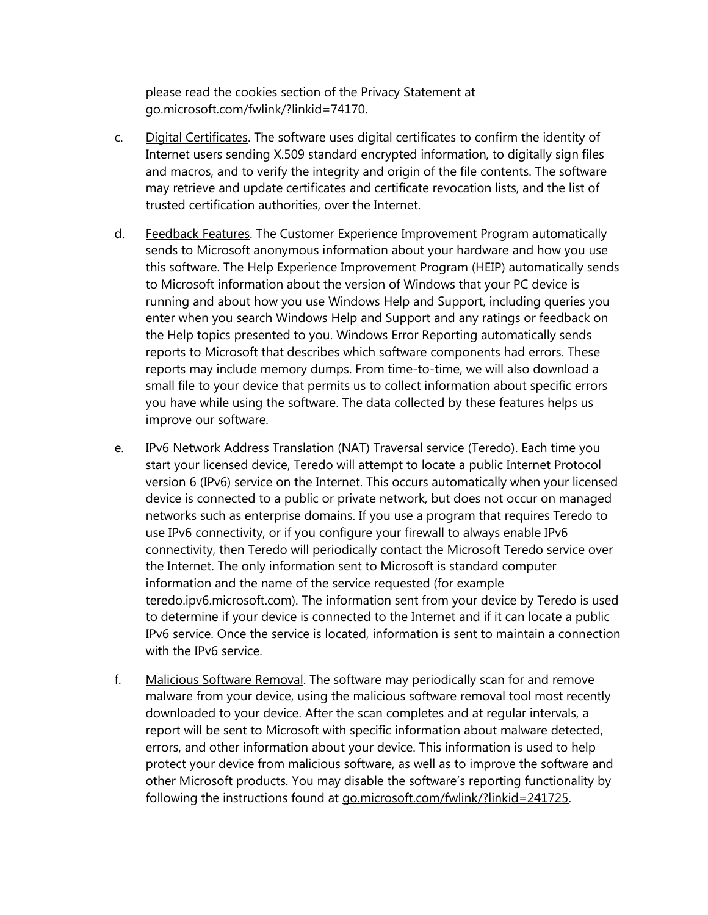please read the cookies section of the Privacy Statement at go.microsoft.com/fwlink/?linkid=74170.

c. Digital Certificates. The software uses digital certificates to confirm the identity of Internet users sending X.509 standard encrypted information, to digitally sign files and macros, and to verify the integrity and origin of the file contents. The software may retrieve and update certificates and certificate revocation lists, and the list of trusted certification authorities, over the Internet.

d. Feedback Features. The Customer Experience Improvement Program automatically sends to Microsoft anonymous information about your hardware and how you use this software. The Help Experience Improvement Program (HEIP) automatically sends to Microsoft information about the version of Windows that your PC device is running and about how you use Windows Help and Support, including queries you enter when you search Windows Help and Support and any ratings or feedback on the Help topics presented to you. Windows Error Reporting automatically sends reports to Microsoft that describes which software components had errors. These reports may include memory dumps. From time-to-time, we will also download a small file to your device that permits us to collect information about specific errors you have while using the software. The data collected by these features helps us improve our software.

e. IPv6 Network Address Translation (NAT) Traversal service (Teredo). Each time you start your licensed device, Teredo will attempt to locate a public Internet Protocol version 6 (IPv6) service on the Internet. This occurs automatically when your licensed device is connected to a public or private network, but does not occur on managed networks such as enterprise domains. If you use a program that requires Teredo to use IPv6 connectivity, or if you configure your firewall to always enable IPv6 connectivity, then Teredo will periodically contact the Microsoft Teredo service over the Internet. The only information sent to Microsoft is standard computer information and the name of the service requested (for example teredo.ipv6.microsoft.com). The information sent from your device by Teredo is used to determine if your device is connected to the Internet and if it can locate a public IPv6 service. Once the service is located, information is sent to maintain a connection with the IPv6 service.

f. Malicious Software Removal. The software may periodically scan for and remove malware from your device, using the malicious software removal tool most recently downloaded to your device. After the scan completes and at regular intervals, a report will be sent to Microsoft with specific information about malware detected, errors, and other information about your device. This information is used to help protect your device from malicious software, as well as to improve the software and other Microsoft products. You may disable the software's reporting functionality by following the instructions found at go.microsoft.com/fwlink/?linkid=241725.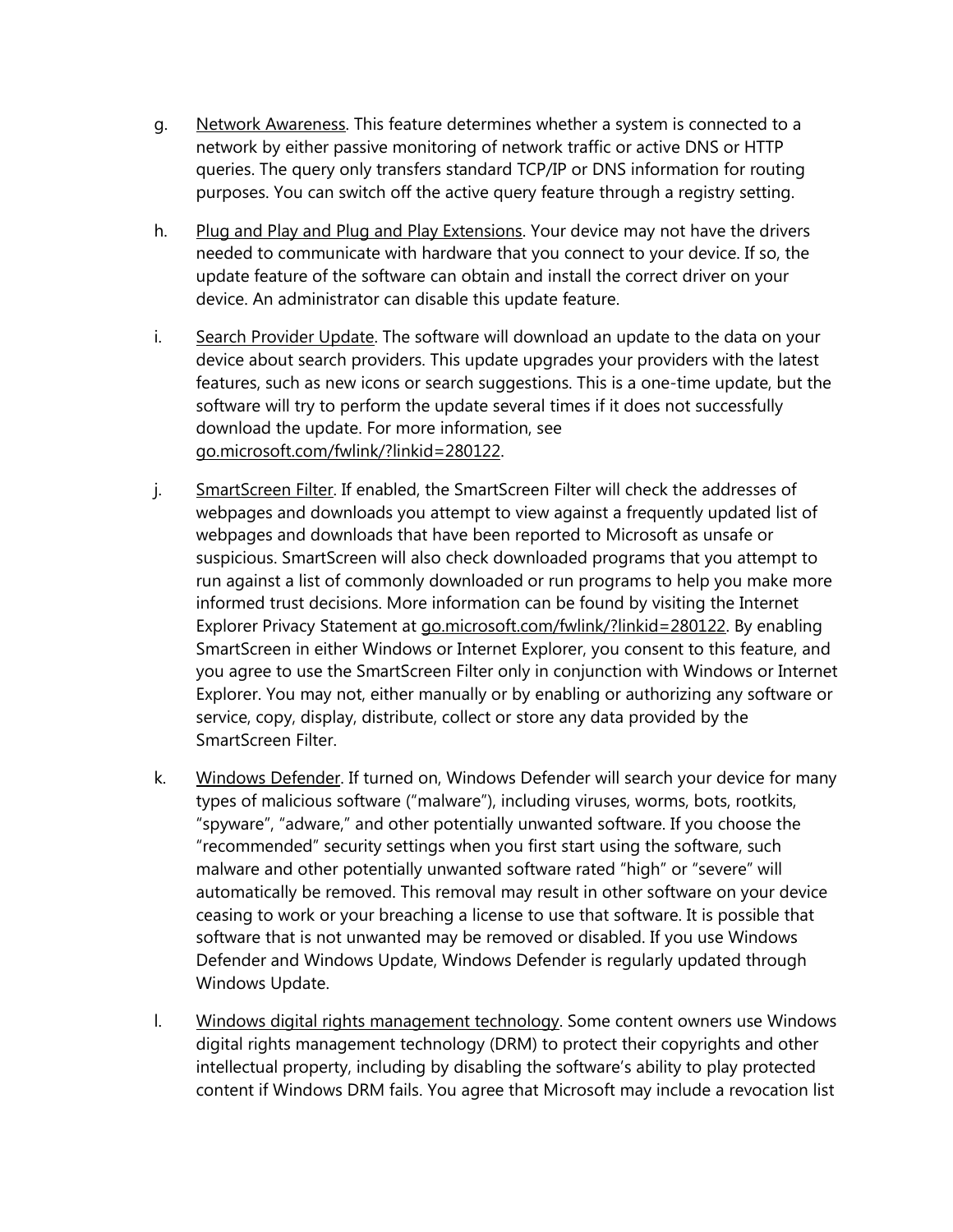g. Network Awareness. This feature determines whether a system is connected to a network by either passive monitoring of network traffic or active DNS or HTTP queries. The query only transfers standard TCP/IP or DNS information for routing purposes. You can switch off the active query feature through a registry setting.

h. Plug and Play and Plug and Play Extensions. Your device may not have the drivers needed to communicate with hardware that you connect to your device. If so, the update feature of the software can obtain and install the correct driver on your device. An administrator can disable this update feature.

i. Search Provider Update. The software will download an update to the data on your device about search providers. This update upgrades your providers with the latest features, such as new icons or search suggestions. This is a one-time update, but the software will try to perform the update several times if it does not successfully download the update. For more information, see go.microsoft.com/fwlink/?linkid=280122.

j. SmartScreen Filter. If enabled, the SmartScreen Filter will check the addresses of webpages and downloads you attempt to view against a frequently updated list of webpages and downloads that have been reported to Microsoft as unsafe or suspicious. SmartScreen will also check downloaded programs that you attempt to run against a list of commonly downloaded or run programs to help you make more informed trust decisions. More information can be found by visiting the Internet Explorer Privacy Statement at go.microsoft.com/fwlink/?linkid=280122. By enabling SmartScreen in either Windows or Internet Explorer, you consent to this feature, and you agree to use the SmartScreen Filter only in conjunction with Windows or Internet Explorer. You may not, either manually or by enabling or authorizing any software or service, copy, display, distribute, collect or store any data provided by the SmartScreen Filter.

k. Windows Defender. If turned on, Windows Defender will search your device for many types of malicious software ("malware"), including viruses, worms, bots, rootkits, "spyware", "adware," and other potentially unwanted software. If you choose the "recommended" security settings when you first start using the software, such malware and other potentially unwanted software rated "high" or "severe" will automatically be removed. This removal may result in other software on your device ceasing to work or your breaching a license to use that software. It is possible that software that is not unwanted may be removed or disabled. If you use Windows Defender and Windows Update, Windows Defender is regularly updated through Windows Update.

l. Windows digital rights management technology. Some content owners use Windows digital rights management technology (DRM) to protect their copyrights and other intellectual property, including by disabling the software's ability to play protected content if Windows DRM fails. You agree that Microsoft may include a revocation list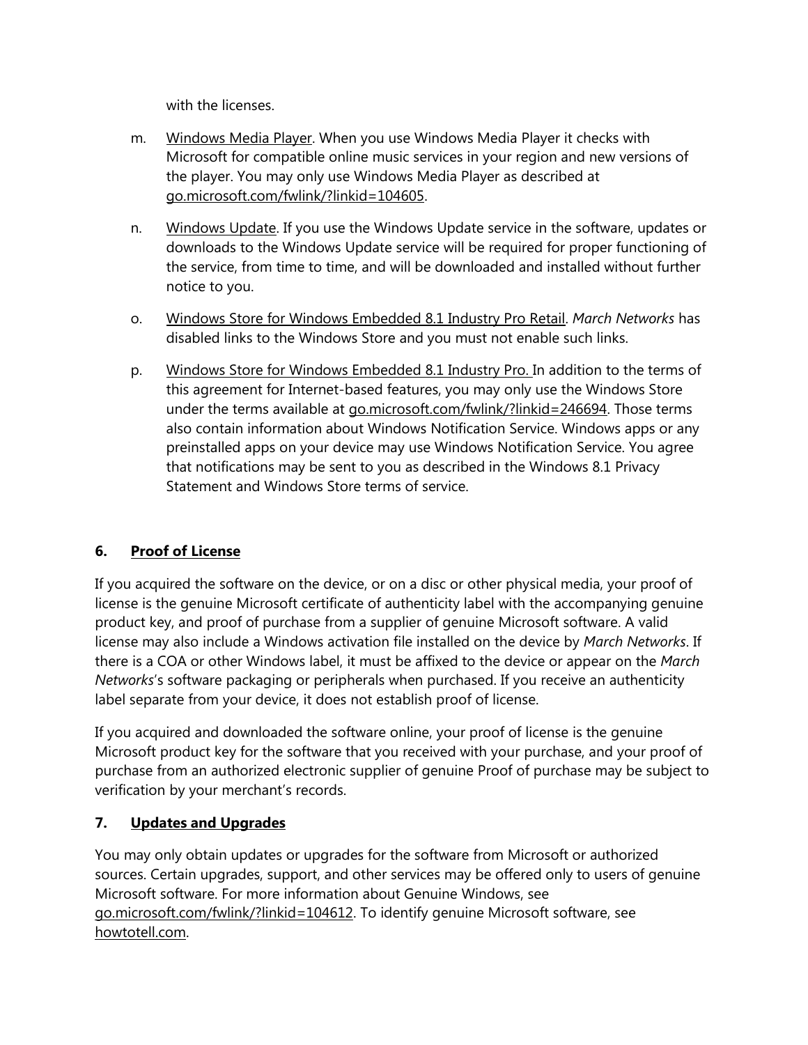with the licenses.

m. Windows Media Player. When you use Windows Media Player it checks with Microsoft for compatible online music services in your region and new versions of the player. You may only use Windows Media Player as described at go.microsoft.com/fwlink/?linkid=104605.

n. Windows Update. If you use the Windows Update service in the software, updates or downloads to the Windows Update service will be required for proper functioning of the service, from time to time, and will be downloaded and installed without further notice to you.

o. Windows Store for Windows Embedded 8.1 Industry Pro Retail. *March Networks* has disabled links to the Windows Store and you must not enable such links.

p. Windows Store for Windows Embedded 8.1 Industry Pro. In addition to the terms of this agreement for Internet-based features, you may only use the Windows Store under the terms available at go.microsoft.com/fwlink/?linkid=246694. Those terms also contain information about Windows Notification Service. Windows apps or any preinstalled apps on your device may use Windows Notification Service. You agree that notifications may be sent to you as described in the Windows 8.1 Privacy Statement and Windows Store terms of service.

## 6. Proof of License

If you acquired the software on the device, or on a disc or other physical media, your proof of license is the genuine Microsoft certificate of authenticity label with the accompanying genuine product key, and proof of purchase from a supplier of genuine Microsoft software. A valid license may also include a Windows activation file installed on the device by *March Networks*. If there is a COA or other Windows label, it must be affixed to the device or appear on the *March Networks*'s software packaging or peripherals when purchased. If you receive an authenticity label separate from your device, it does not establish proof of license.

If you acquired and downloaded the software online, your proof of license is the genuine Microsoft product key for the software that you received with your purchase, and your proof of purchase from an authorized electronic supplier of genuine Proof of purchase may be subject to verification by your merchant's records.

## 7. Updates and Upgrades

You may only obtain updates or upgrades for the software from Microsoft or authorized sources. Certain upgrades, support, and other services may be offered only to users of genuine Microsoft software. For more information about Genuine Windows, see go.microsoft.com/fwlink/?linkid=104612. To identify genuine Microsoft software, see howtotell.com.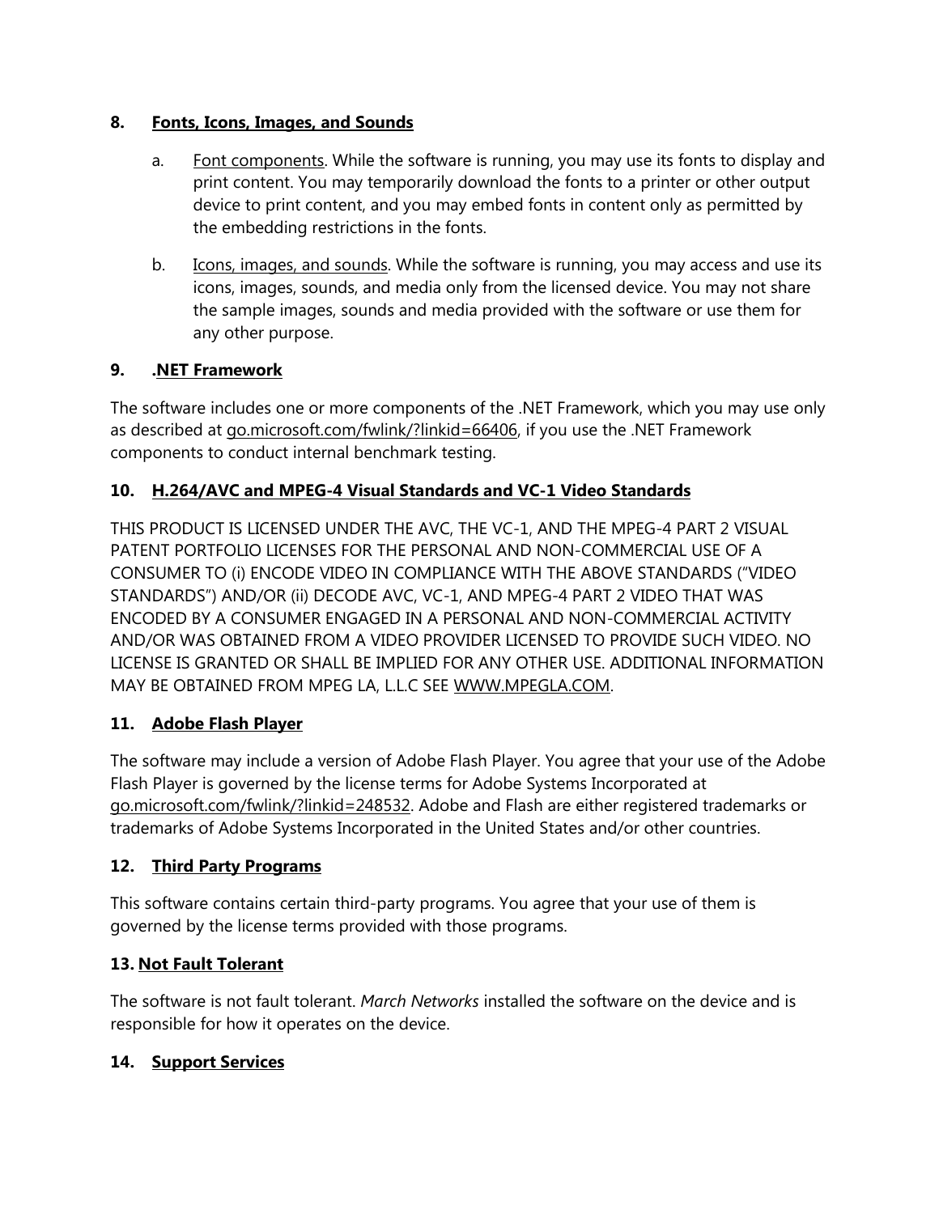**8. Fonts, Icons, Images, and Sounds**

a. Font components. While the software is running, you may use its fonts to display and print content. You may temporarily download the fonts to a printer or other output device to print content, and you may embed fonts in content only as permitted by the embedding restrictions in the fonts.

b. Icons, images, and sounds. While the software is running, you may access and use its icons, images, sounds, and media only from the licensed device. You may not share the sample images, sounds and media provided with the software or use them for any other purpose.

**9. .NET Framework**

The software includes one or more components of the .NET Framework, which you may use only as described at go.microsoft.com/fwlink/?linkid=66406, if you use the .NET Framework components to conduct internal benchmark testing.

**10. H.264/AVC and MPEG-4 Visual Standards and VC-1 Video Standards**

THIS PRODUCT IS LICENSED UNDER THE AVC, THE VC-1, AND THE MPEG-4 PART 2 VISUAL PATENT PORTFOLIO LICENSES FOR THE PERSONAL AND NON-COMMERCIAL USE OF A CONSUMER TO (i) ENCODE VIDEO IN COMPLIANCE WITH THE ABOVE STANDARDS ("VIDEO STANDARDS") AND/OR (ii) DECODE AVC, VC-1, AND MPEG-4 PART 2 VIDEO THAT WAS ENCODED BY A CONSUMER ENGAGED IN A PERSONAL AND NON-COMMERCIAL ACTIVITY AND/OR WAS OBTAINED FROM A VIDEO PROVIDER LICENSED TO PROVIDE SUCH VIDEO. NO LICENSE IS GRANTED OR SHALL BE IMPLIED FOR ANY OTHER USE. ADDITIONAL INFORMATION MAY BE OBTAINED FROM MPEG LA, L.L.C SEE WWW.MPEGLA.COM.

**11. Adobe Flash Player**

The software may include a version of Adobe Flash Player. You agree that your use of the Adobe Flash Player is governed by the license terms for Adobe Systems Incorporated at go.microsoft.com/fwlink/?linkid=248532. Adobe and Flash are either registered trademarks or trademarks of Adobe Systems Incorporated in the United States and/or other countries.

**12. Third Party Programs**

This software contains certain third-party programs. You agree that your use of them is governed by the license terms provided with those programs.

**13. Not Fault Tolerant**

The software is not fault tolerant. *March Networks* installed the software on the device and is responsible for how it operates on the device.

**14. Support Services**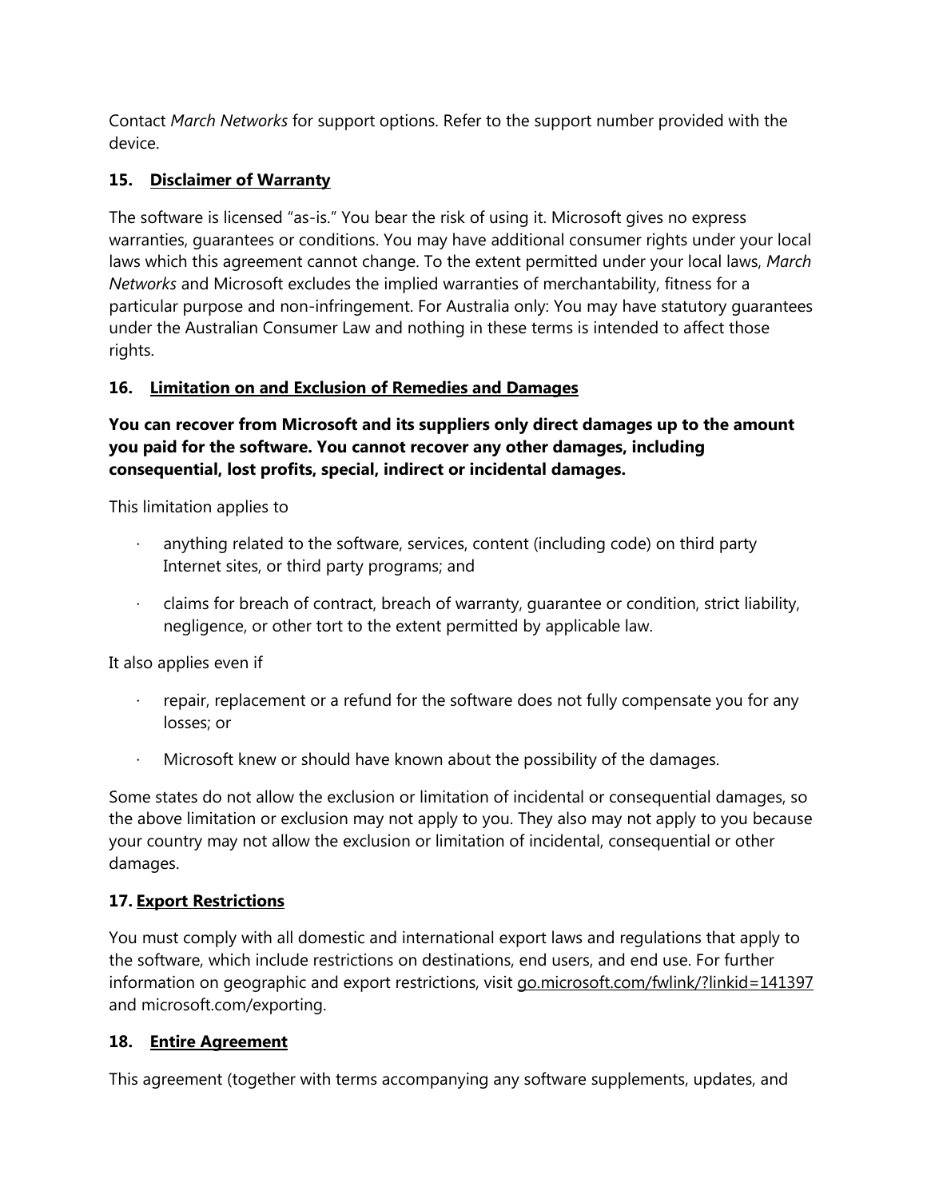Contact *March Networks* for support options. Refer to the support number provided with the device.

### 15. **Disclaimer of Warranty**

The software is licensed "as-is." You bear the risk of using it. Microsoft gives no express warranties, guarantees or conditions. You may have additional consumer rights under your local laws which this agreement cannot change. To the extent permitted under your local laws, *March Networks* and Microsoft excludes the implied warranties of merchantability, fitness for a particular purpose and non-infringement. For Australia only: You may have statutory guarantees under the Australian Consumer Law and nothing in these terms is intended to affect those rights.

### 16. **Limitation on and Exclusion of Remedies and Damages**

**You can recover from Microsoft and its suppliers only direct damages up to the amount you paid for the software. You cannot recover any other damages, including consequential, lost profits, special, indirect or incidental damages.**

This limitation applies to

- anything related to the software, services, content (including code) on third party Internet sites, or third party programs; and
- claims for breach of contract, breach of warranty, guarantee or condition, strict liability, negligence, or other tort to the extent permitted by applicable law.

It also applies even if

- repair, replacement or a refund for the software does not fully compensate you for any losses; or
- Microsoft knew or should have known about the possibility of the damages.

Some states do not allow the exclusion or limitation of incidental or consequential damages, so the above limitation or exclusion may not apply to you. They also may not apply to you because your country may not allow the exclusion or limitation of incidental, consequential or other damages.

### 17. **Export Restrictions**

You must comply with all domestic and international export laws and regulations that apply to the software, which include restrictions on destinations, end users, and end use. For further information on geographic and export restrictions, visit go.microsoft.com/fwlink/?linkid=141397 and microsoft.com/exporting.

### 18. **Entire Agreement**

This agreement (together with terms accompanying any software supplements, updates, and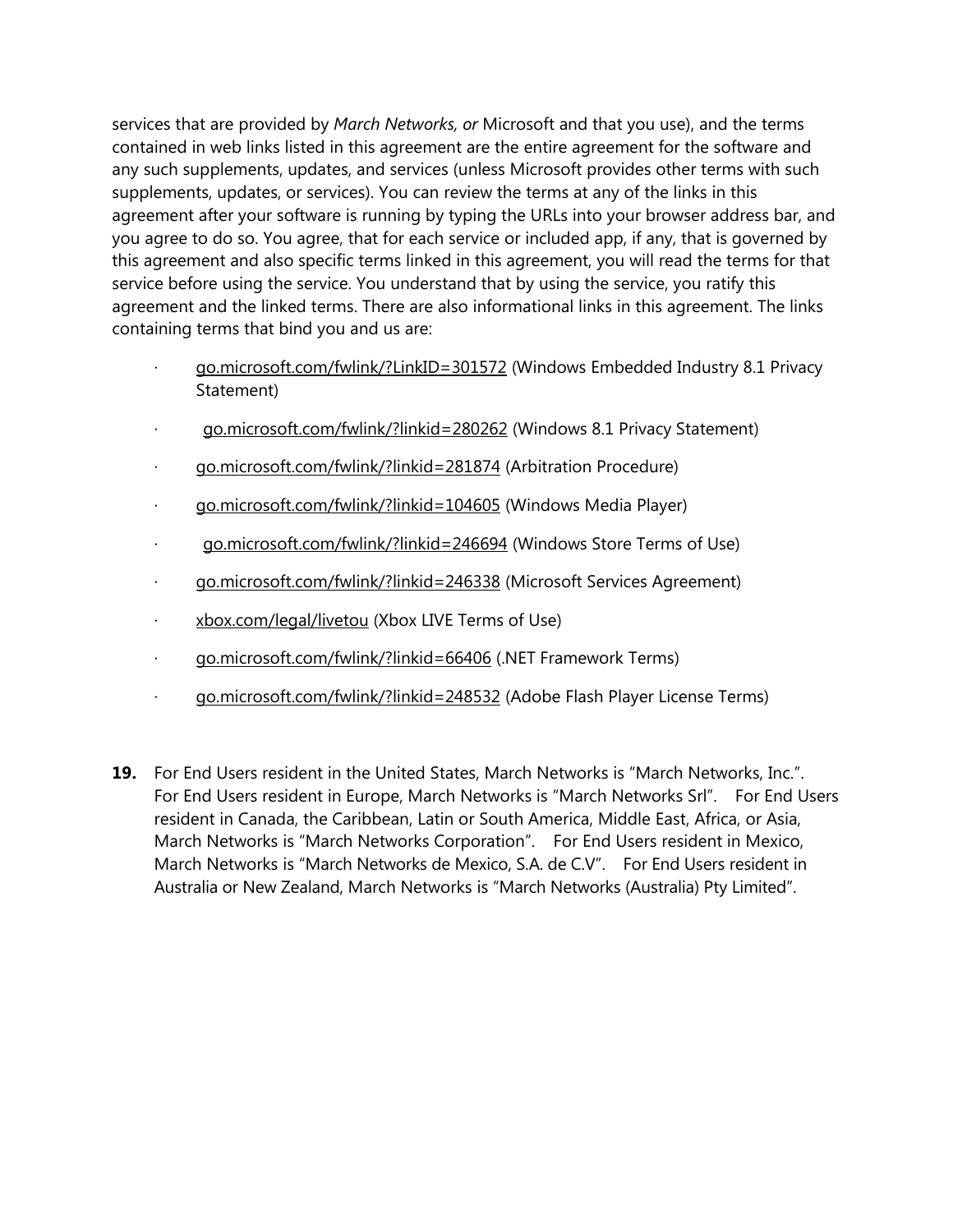services that are provided by *March Networks, or* Microsoft and that you use), and the terms contained in web links listed in this agreement are the entire agreement for the software and any such supplements, updates, and services (unless Microsoft provides other terms with such supplements, updates, or services). You can review the terms at any of the links in this agreement after your software is running by typing the URLs into your browser address bar, and you agree to do so. You agree, that for each service or included app, if any, that is governed by this agreement and also specific terms linked in this agreement, you will read the terms for that service before using the service. You understand that by using the service, you ratify this agreement and the linked terms. There are also informational links in this agreement. The links containing terms that bind you and us are:

- go.microsoft.com/fwlink/?LinkID=301572 (Windows Embedded Industry 8.1 Privacy Statement)
- go.microsoft.com/fwlink/?linkid=280262 (Windows 8.1 Privacy Statement)
- go.microsoft.com/fwlink/?linkid=281874 (Arbitration Procedure)
- go.microsoft.com/fwlink/?linkid=104605 (Windows Media Player)
- go.microsoft.com/fwlink/?linkid=246694 (Windows Store Terms of Use)
- go.microsoft.com/fwlink/?linkid=246338 (Microsoft Services Agreement)
- xbox.com/legal/livetou (Xbox LIVE Terms of Use)
- go.microsoft.com/fwlink/?linkid=66406 (.NET Framework Terms)
- go.microsoft.com/fwlink/?linkid=248532 (Adobe Flash Player License Terms)

**19.** For End Users resident in the United States, March Networks is "March Networks, Inc.". For End Users resident in Europe, March Networks is "March Networks Srl". For End Users resident in Canada, the Caribbean, Latin or South America, Middle East, Africa, or Asia, March Networks is "March Networks Corporation". For End Users resident in Mexico, March Networks is "March Networks de Mexico, S.A. de C.V". For End Users resident in Australia or New Zealand, March Networks is "March Networks (Australia) Pty Limited".